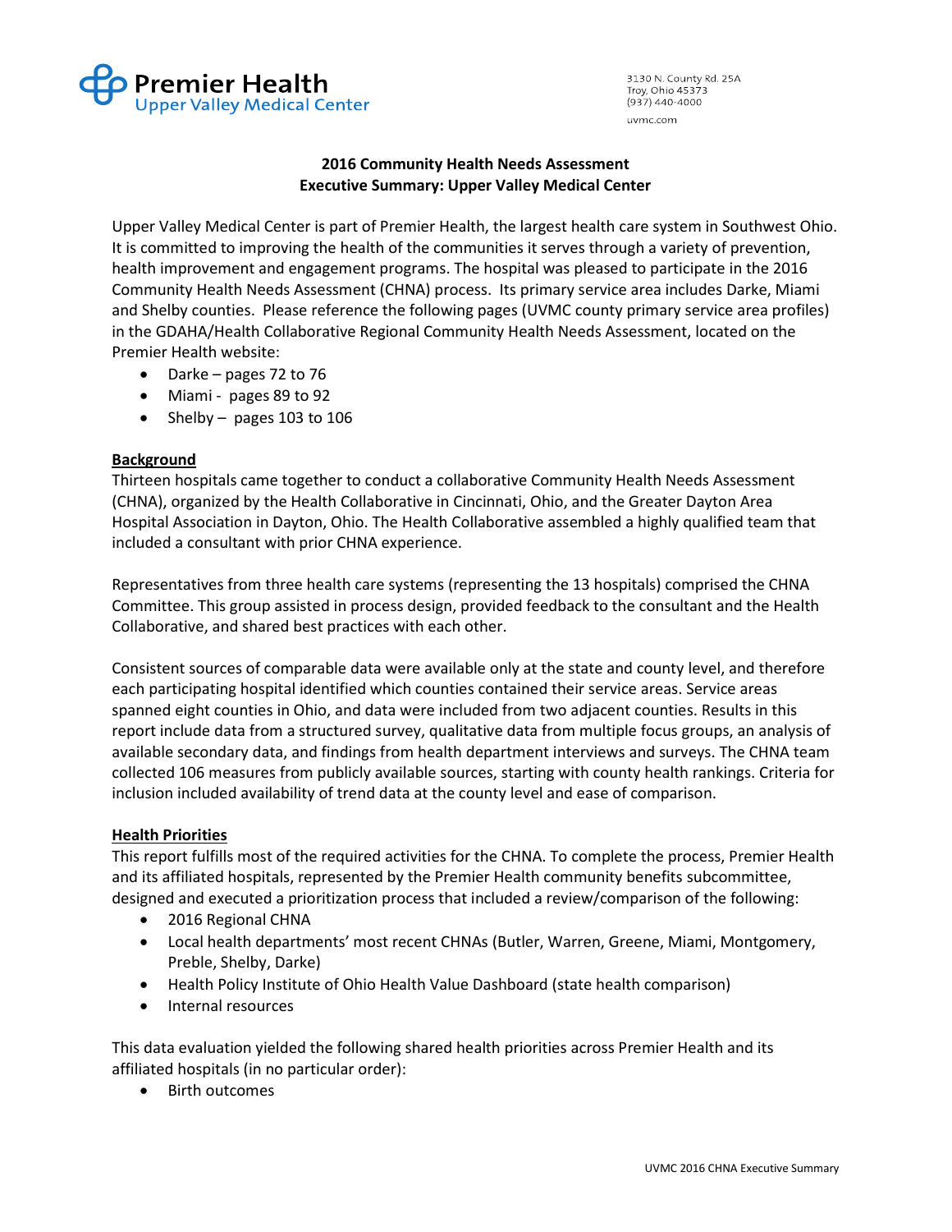Premier Health
Upper Valley Medical Center

3130 N. County Rd. 25A
Troy, Ohio 45373
(937) 440-4000
uvmc.com

## 2016 Community Health Needs Assessment
## Executive Summary: Upper Valley Medical Center

Upper Valley Medical Center is part of Premier Health, the largest health care system in Southwest Ohio. It is committed to improving the health of the communities it serves through a variety of prevention, health improvement and engagement programs. The hospital was pleased to participate in the 2016 Community Health Needs Assessment (CHNA) process. Its primary service area includes Darke, Miami and Shelby counties. Please reference the following pages (UVMC county primary service area profiles) in the GDAHA/Health Collaborative Regional Community Health Needs Assessment, located on the Premier Health website:

- Darke – pages 72 to 76
- Miami - pages 89 to 92
- Shelby – pages 103 to 106

### Background

Thirteen hospitals came together to conduct a collaborative Community Health Needs Assessment (CHNA), organized by the Health Collaborative in Cincinnati, Ohio, and the Greater Dayton Area Hospital Association in Dayton, Ohio. The Health Collaborative assembled a highly qualified team that included a consultant with prior CHNA experience.

Representatives from three health care systems (representing the 13 hospitals) comprised the CHNA Committee. This group assisted in process design, provided feedback to the consultant and the Health Collaborative, and shared best practices with each other.

Consistent sources of comparable data were available only at the state and county level, and therefore each participating hospital identified which counties contained their service areas. Service areas spanned eight counties in Ohio, and data were included from two adjacent counties. Results in this report include data from a structured survey, qualitative data from multiple focus groups, an analysis of available secondary data, and findings from health department interviews and surveys. The CHNA team collected 106 measures from publicly available sources, starting with county health rankings. Criteria for inclusion included availability of trend data at the county level and ease of comparison.

### Health Priorities

This report fulfills most of the required activities for the CHNA. To complete the process, Premier Health and its affiliated hospitals, represented by the Premier Health community benefits subcommittee, designed and executed a prioritization process that included a review/comparison of the following:

- 2016 Regional CHNA
- Local health departments' most recent CHNAs (Butler, Warren, Greene, Miami, Montgomery, Preble, Shelby, Darke)
- Health Policy Institute of Ohio Health Value Dashboard (state health comparison)
- Internal resources

This data evaluation yielded the following shared health priorities across Premier Health and its affiliated hospitals (in no particular order):

- Birth outcomes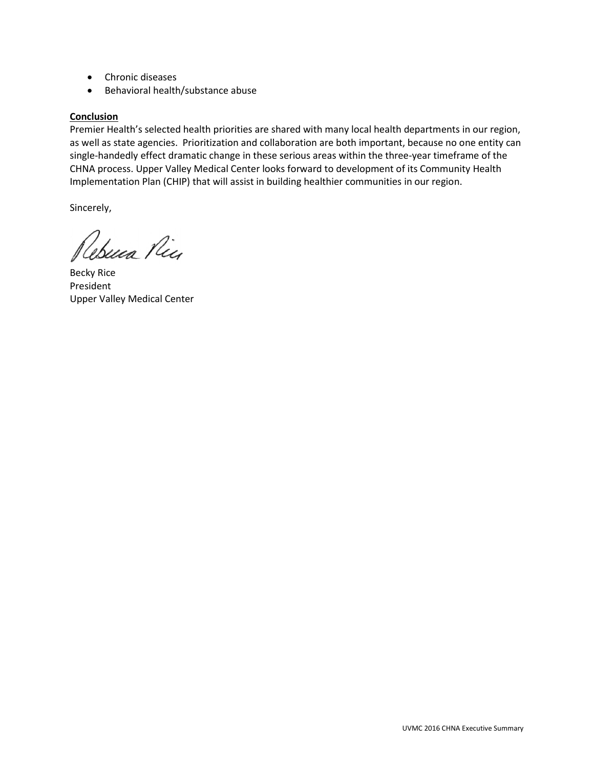- Chronic diseases
- Behavioral health/substance abuse

**Conclusion**

Premier Health's selected health priorities are shared with many local health departments in our region, as well as state agencies. Prioritization and collaboration are both important, because no one entity can single-handedly effect dramatic change in these serious areas within the three-year timeframe of the CHNA process. Upper Valley Medical Center looks forward to development of its Community Health Implementation Plan (CHIP) that will assist in building healthier communities in our region.

Sincerely,

Becky Rice
President
Upper Valley Medical Center